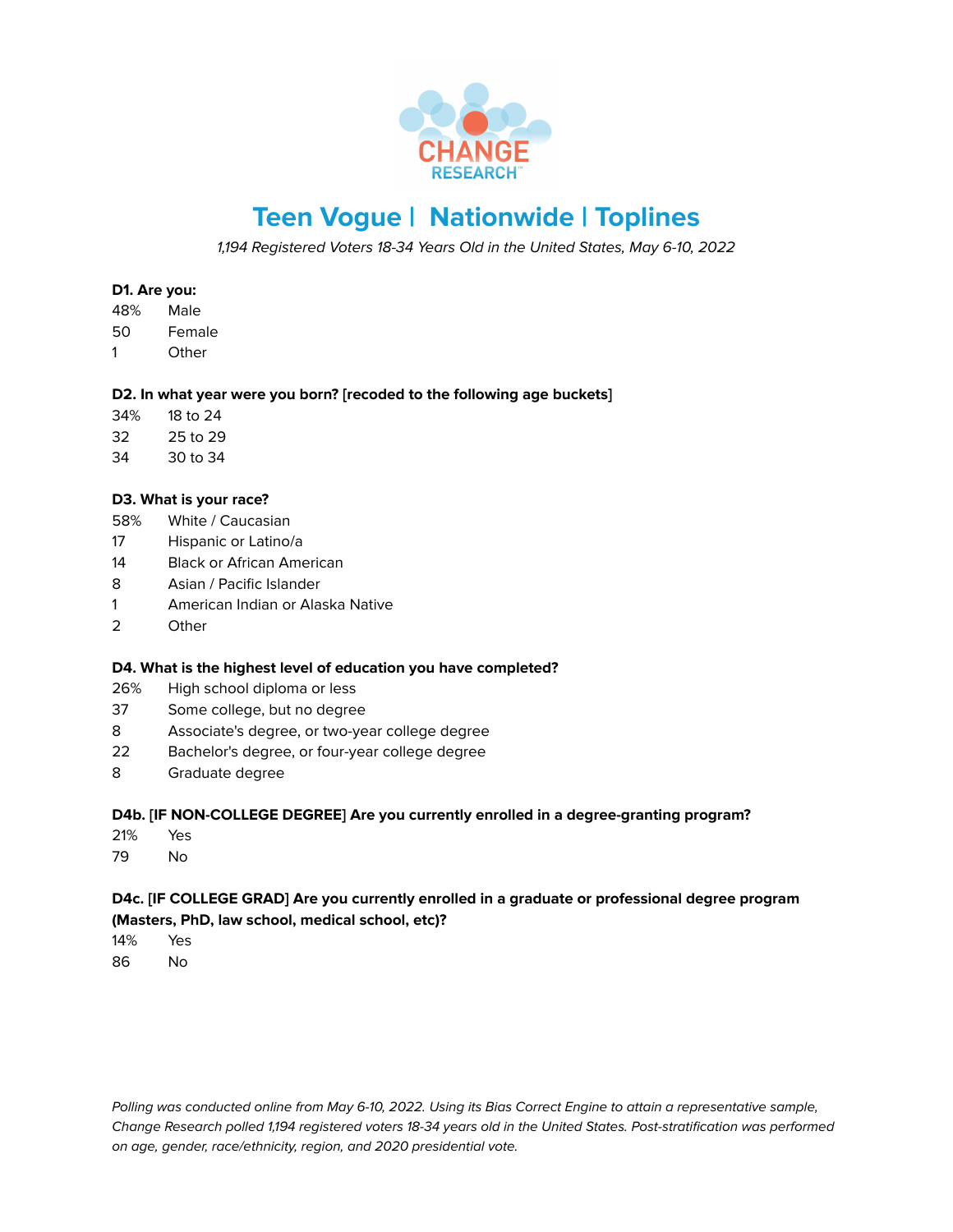CHANGE RESEARCH

# Teen Vogue | Nationwide | Toplines

*1,194 Registered Voters 18-34 Years Old in the United States, May 6-10, 2022*

**D1. Are you:**

| | |
|---|---|
| 48% | Male |
| 50 | Female |
| 1 | Other |

**D2. In what year were you born? [recoded to the following age buckets]**

| | |
|---|---|
| 34% | 18 to 24 |
| 32 | 25 to 29 |
| 34 | 30 to 34 |

**D3. What is your race?**

| | |
|---|---|
| 58% | White / Caucasian |
| 17 | Hispanic or Latino/a |
| 14 | Black or African American |
| 8 | Asian / Pacific Islander |
| 1 | American Indian or Alaska Native |
| 2 | Other |

**D4. What is the highest level of education you have completed?**

| | |
|---|---|
| 26% | High school diploma or less |
| 37 | Some college, but no degree |
| 8 | Associate's degree, or two-year college degree |
| 22 | Bachelor's degree, or four-year college degree |
| 8 | Graduate degree |

**D4b. [IF NON-COLLEGE DEGREE] Are you currently enrolled in a degree-granting program?**

| | |
|---|---|
| 21% | Yes |
| 79 | No |

**D4c. [IF COLLEGE GRAD] Are you currently enrolled in a graduate or professional degree program (Masters, PhD, law school, medical school, etc)?**

| | |
|---|---|
| 14% | Yes |
| 86 | No |

*Polling was conducted online from May 6-10, 2022. Using its Bias Correct Engine to attain a representative sample, Change Research polled 1,194 registered voters 18-34 years old in the United States. Post-stratification was performed on age, gender, race/ethnicity, region, and 2020 presidential vote.*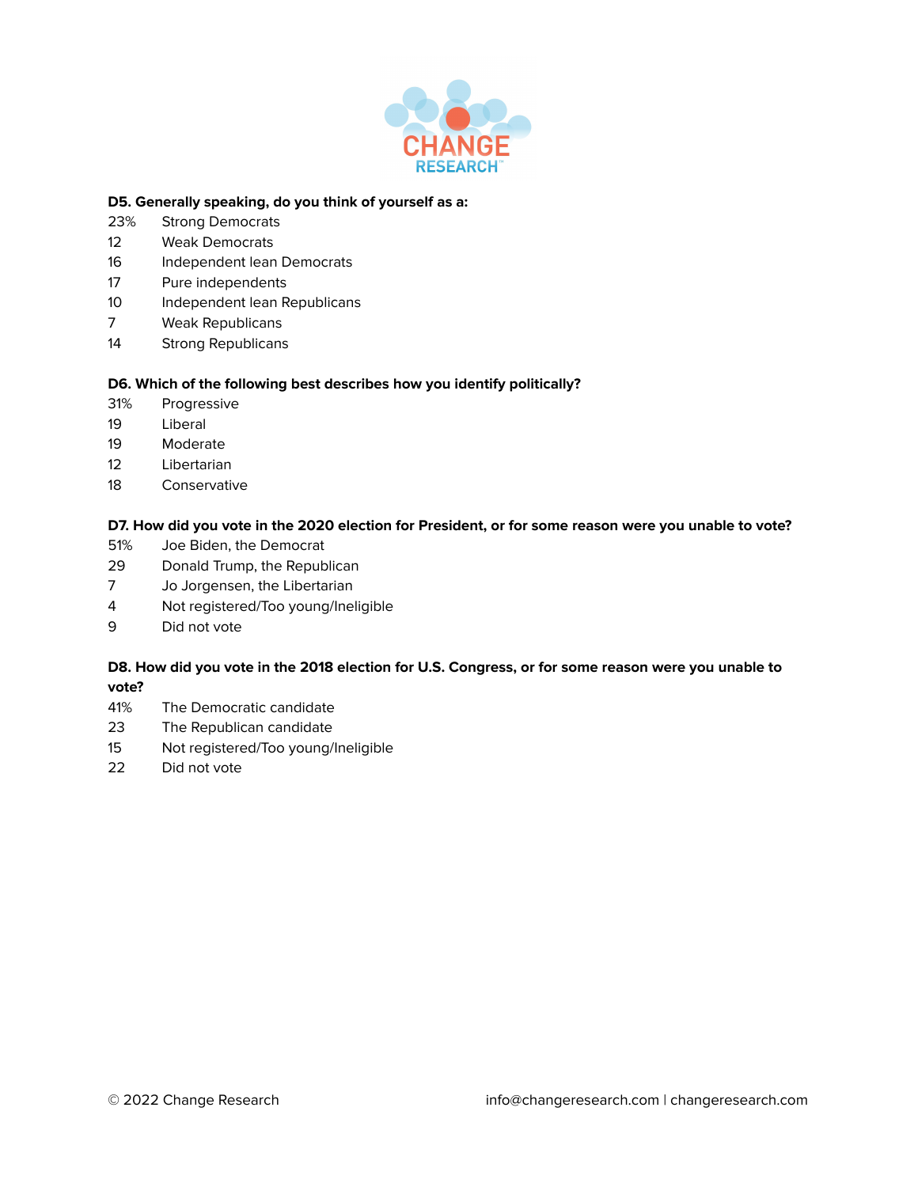**D5. Generally speaking, do you think of yourself as a:**

| | |
|---|---|
| 23% | Strong Democrats |
| 12 | Weak Democrats |
| 16 | Independent lean Democrats |
| 17 | Pure independents |
| 10 | Independent lean Republicans |
| 7 | Weak Republicans |
| 14 | Strong Republicans |

**D6. Which of the following best describes how you identify politically?**

| | |
|---|---|
| 31% | Progressive |
| 19 | Liberal |
| 19 | Moderate |
| 12 | Libertarian |
| 18 | Conservative |

**D7. How did you vote in the 2020 election for President, or for some reason were you unable to vote?**

| | |
|---|---|
| 51% | Joe Biden, the Democrat |
| 29 | Donald Trump, the Republican |
| 7 | Jo Jorgensen, the Libertarian |
| 4 | Not registered/Too young/Ineligible |
| 9 | Did not vote |

**D8. How did you vote in the 2018 election for U.S. Congress, or for some reason were you unable to vote?**

| | |
|---|---|
| 41% | The Democratic candidate |
| 23 | The Republican candidate |
| 15 | Not registered/Too young/Ineligible |
| 22 | Did not vote |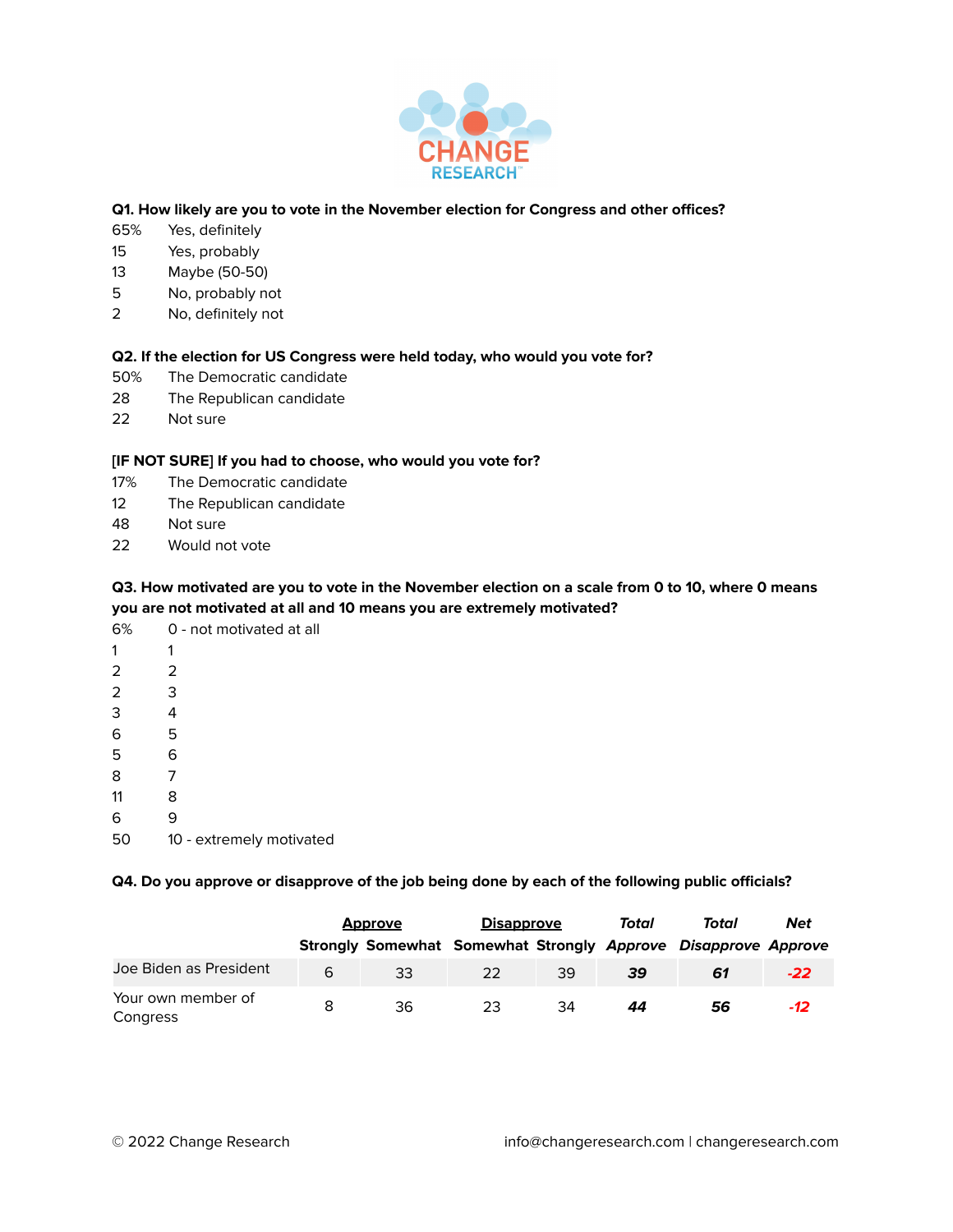**Q1. How likely are you to vote in the November election for Congress and other offices?**

| | |
|---|---|
| 65% | Yes, definitely |
| 15 | Yes, probably |
| 13 | Maybe (50-50) |
| 5 | No, probably not |
| 2 | No, definitely not |

**Q2. If the election for US Congress were held today, who would you vote for?**

| | |
|---|---|
| 50% | The Democratic candidate |
| 28 | The Republican candidate |
| 22 | Not sure |

**[IF NOT SURE] If you had to choose, who would you vote for?**

| | |
|---|---|
| 17% | The Democratic candidate |
| 12 | The Republican candidate |
| 48 | Not sure |
| 22 | Would not vote |

**Q3. How motivated are you to vote in the November election on a scale from 0 to 10, where 0 means you are not motivated at all and 10 means you are extremely motivated?**

| | |
|---|---|
| 6% | 0 - not motivated at all |
| 1 | 1 |
| 2 | 2 |
| 2 | 3 |
| 3 | 4 |
| 6 | 5 |
| 5 | 6 |
| 8 | 7 |
| 11 | 8 |
| 6 | 9 |
| 50 | 10 - extremely motivated |

**Q4. Do you approve or disapprove of the job being done by each of the following public officials?**

| | Approve | | Disapprove | | *Total* | *Total* | *Net* |
|---|---|---|---|---|---|---|---|
| | Strongly | Somewhat | Somewhat | Strongly | *Approve* | *Disapprove* | *Approve* |
| Joe Biden as President | 6 | 33 | 22 | 39 | ***39*** | ***61*** | ***-22*** |
| Your own member of Congress | 8 | 36 | 23 | 34 | ***44*** | ***56*** | ***-12*** |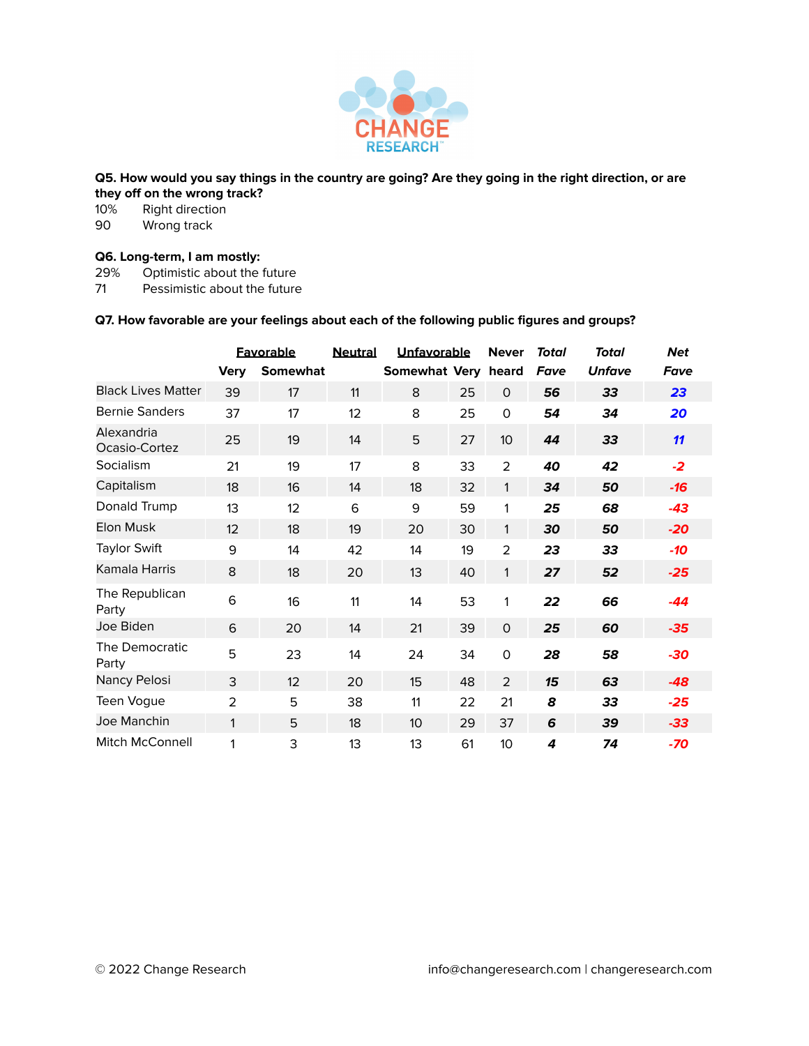**Q5. How would you say things in the country are going? Are they going in the right direction, or are they off on the wrong track?**

10% Right direction
90 Wrong track

**Q6. Long-term, I am mostly:**

29% Optimistic about the future
71 Pessimistic about the future

**Q7. How favorable are your feelings about each of the following public figures and groups?**

| | Favorable | | Neutral | Unfavorable | | Never | *Total* | *Total* | *Net* |
|---|---|---|---|---|---|---|---|---|---|
| | Very | Somewhat | | Somewhat | Very | heard | *Fave* | *Unfave* | *Fave* |
| Black Lives Matter | 39 | 17 | 11 | 8 | 25 | 0 | ***56*** | ***33*** | ***23*** |
| Bernie Sanders | 37 | 17 | 12 | 8 | 25 | 0 | ***54*** | ***34*** | ***20*** |
| Alexandria Ocasio-Cortez | 25 | 19 | 14 | 5 | 27 | 10 | ***44*** | ***33*** | ***11*** |
| Socialism | 21 | 19 | 17 | 8 | 33 | 2 | ***40*** | ***42*** | ***-2*** |
| Capitalism | 18 | 16 | 14 | 18 | 32 | 1 | ***34*** | ***50*** | ***-16*** |
| Donald Trump | 13 | 12 | 6 | 9 | 59 | 1 | ***25*** | ***68*** | ***-43*** |
| Elon Musk | 12 | 18 | 19 | 20 | 30 | 1 | ***30*** | ***50*** | ***-20*** |
| Taylor Swift | 9 | 14 | 42 | 14 | 19 | 2 | ***23*** | ***33*** | ***-10*** |
| Kamala Harris | 8 | 18 | 20 | 13 | 40 | 1 | ***27*** | ***52*** | ***-25*** |
| The Republican Party | 6 | 16 | 11 | 14 | 53 | 1 | ***22*** | ***66*** | ***-44*** |
| Joe Biden | 6 | 20 | 14 | 21 | 39 | 0 | ***25*** | ***60*** | ***-35*** |
| The Democratic Party | 5 | 23 | 14 | 24 | 34 | 0 | ***28*** | ***58*** | ***-30*** |
| Nancy Pelosi | 3 | 12 | 20 | 15 | 48 | 2 | ***15*** | ***63*** | ***-48*** |
| Teen Vogue | 2 | 5 | 38 | 11 | 22 | 21 | ***8*** | ***33*** | ***-25*** |
| Joe Manchin | 1 | 5 | 18 | 10 | 29 | 37 | ***6*** | ***39*** | ***-33*** |
| Mitch McConnell | 1 | 3 | 13 | 13 | 61 | 10 | ***4*** | ***74*** | ***-70*** |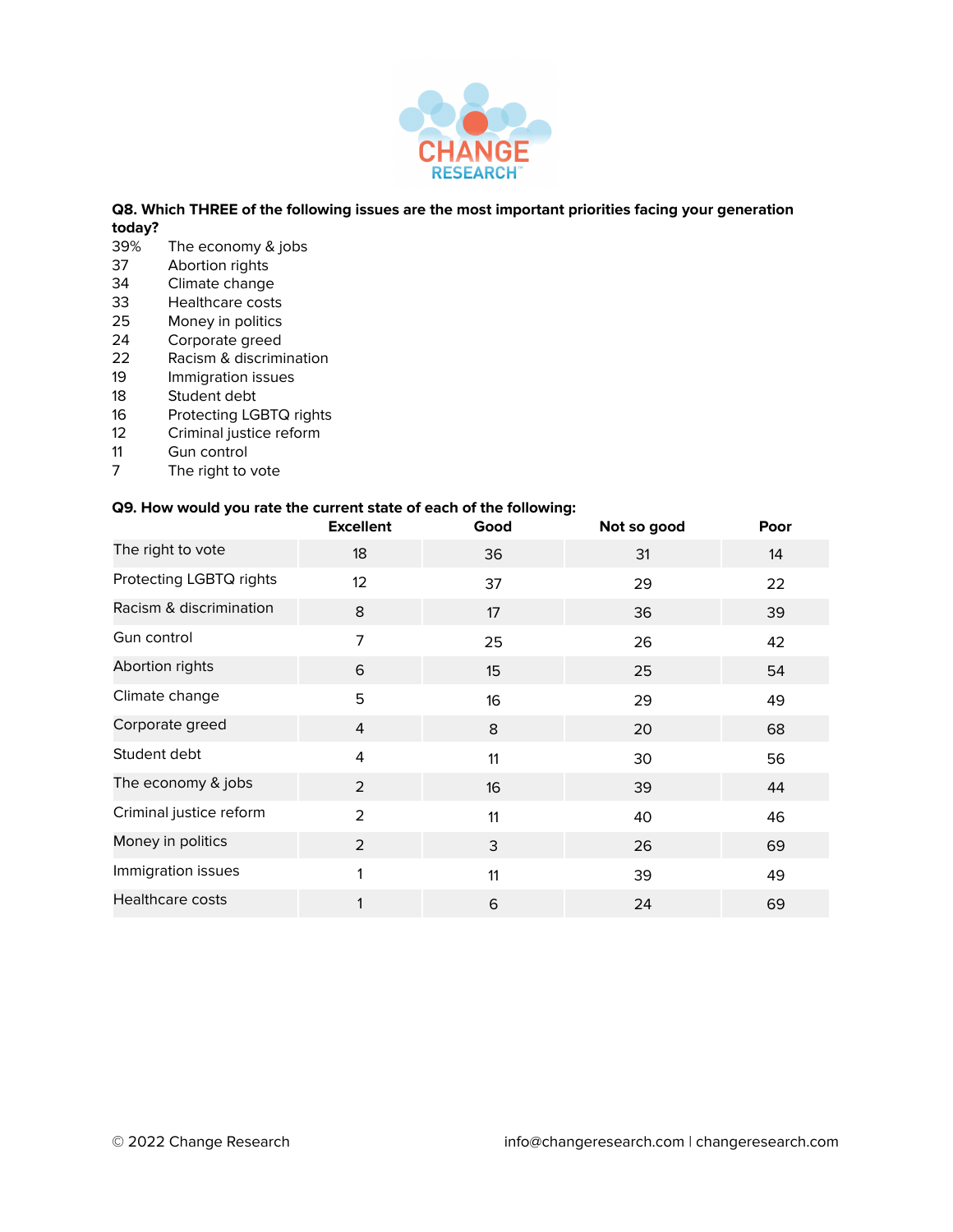**Q8. Which THREE of the following issues are the most important priorities facing your generation today?**

| | |
|---|---|
| 39% | The economy & jobs |
| 37 | Abortion rights |
| 34 | Climate change |
| 33 | Healthcare costs |
| 25 | Money in politics |
| 24 | Corporate greed |
| 22 | Racism & discrimination |
| 19 | Immigration issues |
| 18 | Student debt |
| 16 | Protecting LGBTQ rights |
| 12 | Criminal justice reform |
| 11 | Gun control |
| 7 | The right to vote |

**Q9. How would you rate the current state of each of the following:**

| | Excellent | Good | Not so good | Poor |
|---|---|---|---|---|
| The right to vote | 18 | 36 | 31 | 14 |
| Protecting LGBTQ rights | 12 | 37 | 29 | 22 |
| Racism & discrimination | 8 | 17 | 36 | 39 |
| Gun control | 7 | 25 | 26 | 42 |
| Abortion rights | 6 | 15 | 25 | 54 |
| Climate change | 5 | 16 | 29 | 49 |
| Corporate greed | 4 | 8 | 20 | 68 |
| Student debt | 4 | 11 | 30 | 56 |
| The economy & jobs | 2 | 16 | 39 | 44 |
| Criminal justice reform | 2 | 11 | 40 | 46 |
| Money in politics | 2 | 3 | 26 | 69 |
| Immigration issues | 1 | 11 | 39 | 49 |
| Healthcare costs | 1 | 6 | 24 | 69 |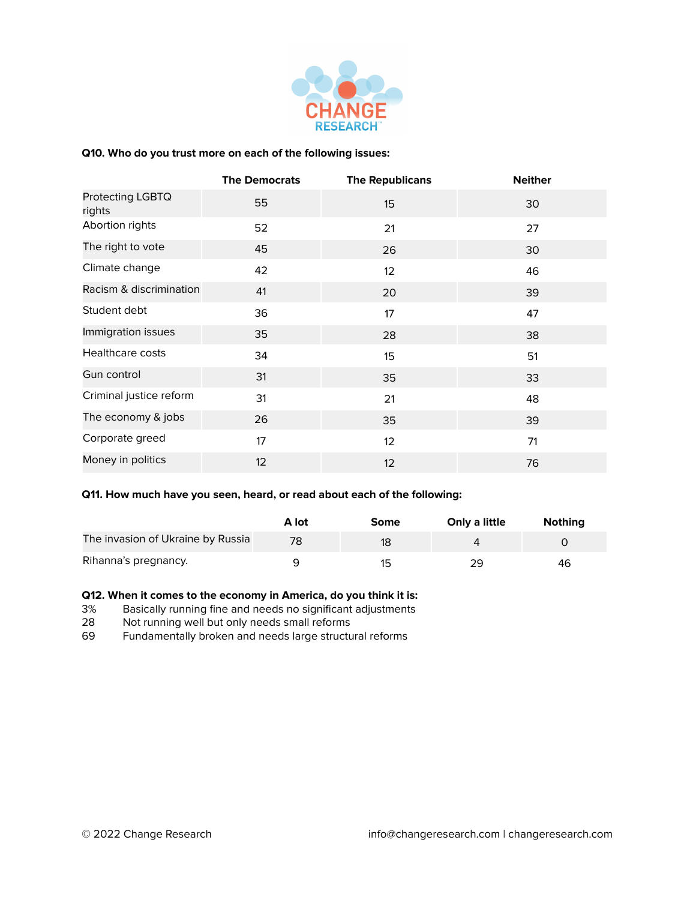**Q10. Who do you trust more on each of the following issues:**

| | The Democrats | The Republicans | Neither |
|---|---|---|---|
| Protecting LGBTQ rights | 55 | 15 | 30 |
| Abortion rights | 52 | 21 | 27 |
| The right to vote | 45 | 26 | 30 |
| Climate change | 42 | 12 | 46 |
| Racism & discrimination | 41 | 20 | 39 |
| Student debt | 36 | 17 | 47 |
| Immigration issues | 35 | 28 | 38 |
| Healthcare costs | 34 | 15 | 51 |
| Gun control | 31 | 35 | 33 |
| Criminal justice reform | 31 | 21 | 48 |
| The economy & jobs | 26 | 35 | 39 |
| Corporate greed | 17 | 12 | 71 |
| Money in politics | 12 | 12 | 76 |

**Q11. How much have you seen, heard, or read about each of the following:**

| | A lot | Some | Only a little | Nothing |
|---|---|---|---|---|
| The invasion of Ukraine by Russia | 78 | 18 | 4 | 0 |
| Rihanna's pregnancy. | 9 | 15 | 29 | 46 |

**Q12. When it comes to the economy in America, do you think it is:**

3% Basically running fine and needs no significant adjustments
28 Not running well but only needs small reforms
69 Fundamentally broken and needs large structural reforms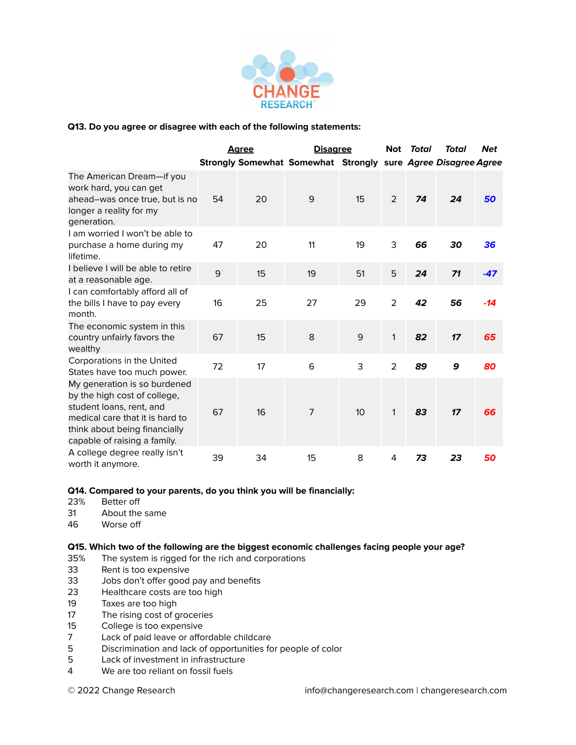**Q13. Do you agree or disagree with each of the following statements:**

| | Agree | | Disagree | | Not | *Total* | *Total* | *Net* |
|---|---|---|---|---|---|---|---|---|
| | Strongly | Somewhat | Somewhat | Strongly | sure | *Agree* | *Disagree* | *Agree* |
| The American Dream—if you work hard, you can get ahead–was once true, but is no longer a reality for my generation. | 54 | 20 | 9 | 15 | 2 | ***74*** | ***24*** | ***50*** |
| I am worried I won't be able to purchase a home during my lifetime. | 47 | 20 | 11 | 19 | 3 | ***66*** | ***30*** | ***36*** |
| I believe I will be able to retire at a reasonable age. | 9 | 15 | 19 | 51 | 5 | ***24*** | ***71*** | ***-47*** |
| I can comfortably afford all of the bills I have to pay every month. | 16 | 25 | 27 | 29 | 2 | ***42*** | ***56*** | ***-14*** |
| The economic system in this country unfairly favors the wealthy | 67 | 15 | 8 | 9 | 1 | ***82*** | ***17*** | ***65*** |
| Corporations in the United States have too much power. | 72 | 17 | 6 | 3 | 2 | ***89*** | ***9*** | ***80*** |
| My generation is so burdened by the high cost of college, student loans, rent, and medical care that it is hard to think about being financially capable of raising a family. | 67 | 16 | 7 | 10 | 1 | ***83*** | ***17*** | ***66*** |
| A college degree really isn't worth it anymore. | 39 | 34 | 15 | 8 | 4 | ***73*** | ***23*** | ***50*** |

**Q14. Compared to your parents, do you think you will be financially:**

23% Better off
31 About the same
46 Worse off

**Q15. Which two of the following are the biggest economic challenges facing people your age?**

35% The system is rigged for the rich and corporations
33 Rent is too expensive
33 Jobs don't offer good pay and benefits
23 Healthcare costs are too high
19 Taxes are too high
17 The rising cost of groceries
15 College is too expensive
7 Lack of paid leave or affordable childcare
5 Discrimination and lack of opportunities for people of color
5 Lack of investment in infrastructure
4 We are too reliant on fossil fuels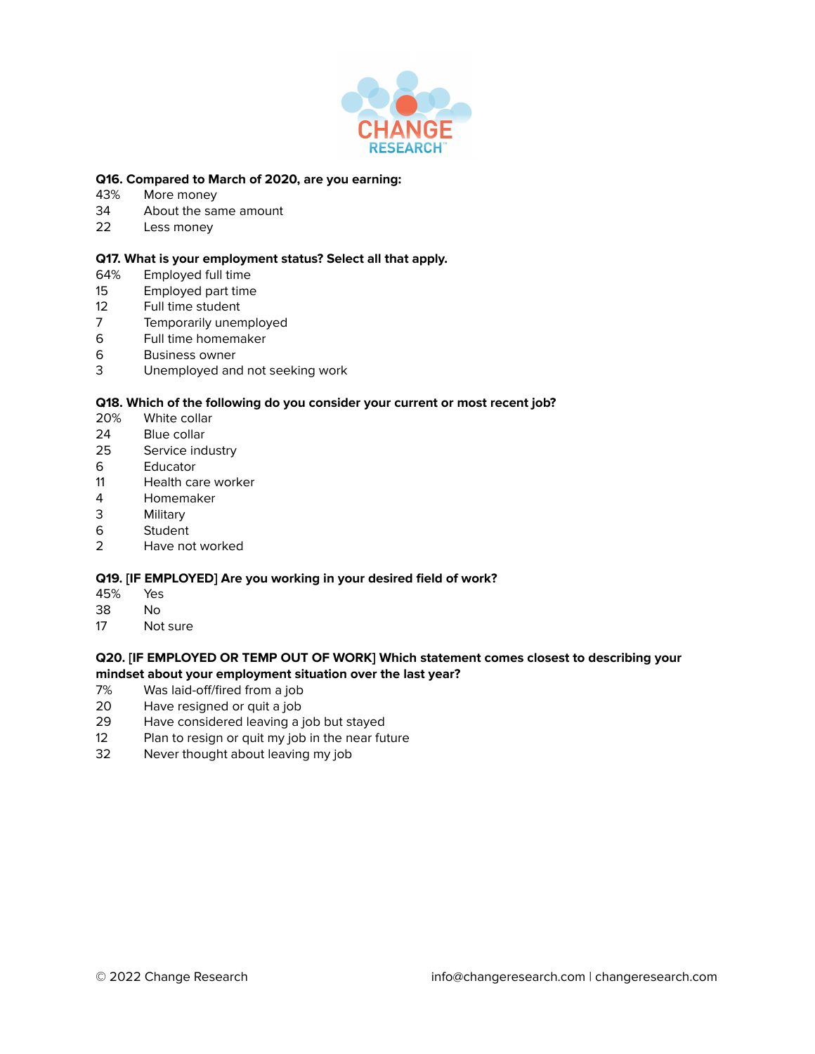**Q16. Compared to March of 2020, are you earning:**

43% More money
34 About the same amount
22 Less money

**Q17. What is your employment status? Select all that apply.**

64% Employed full time
15 Employed part time
12 Full time student
7 Temporarily unemployed
6 Full time homemaker
6 Business owner
3 Unemployed and not seeking work

**Q18. Which of the following do you consider your current or most recent job?**

20% White collar
24 Blue collar
25 Service industry
6 Educator
11 Health care worker
4 Homemaker
3 Military
6 Student
2 Have not worked

**Q19. [IF EMPLOYED] Are you working in your desired field of work?**

45% Yes
38 No
17 Not sure

**Q20. [IF EMPLOYED OR TEMP OUT OF WORK] Which statement comes closest to describing your mindset about your employment situation over the last year?**

7% Was laid-off/fired from a job
20 Have resigned or quit a job
29 Have considered leaving a job but stayed
12 Plan to resign or quit my job in the near future
32 Never thought about leaving my job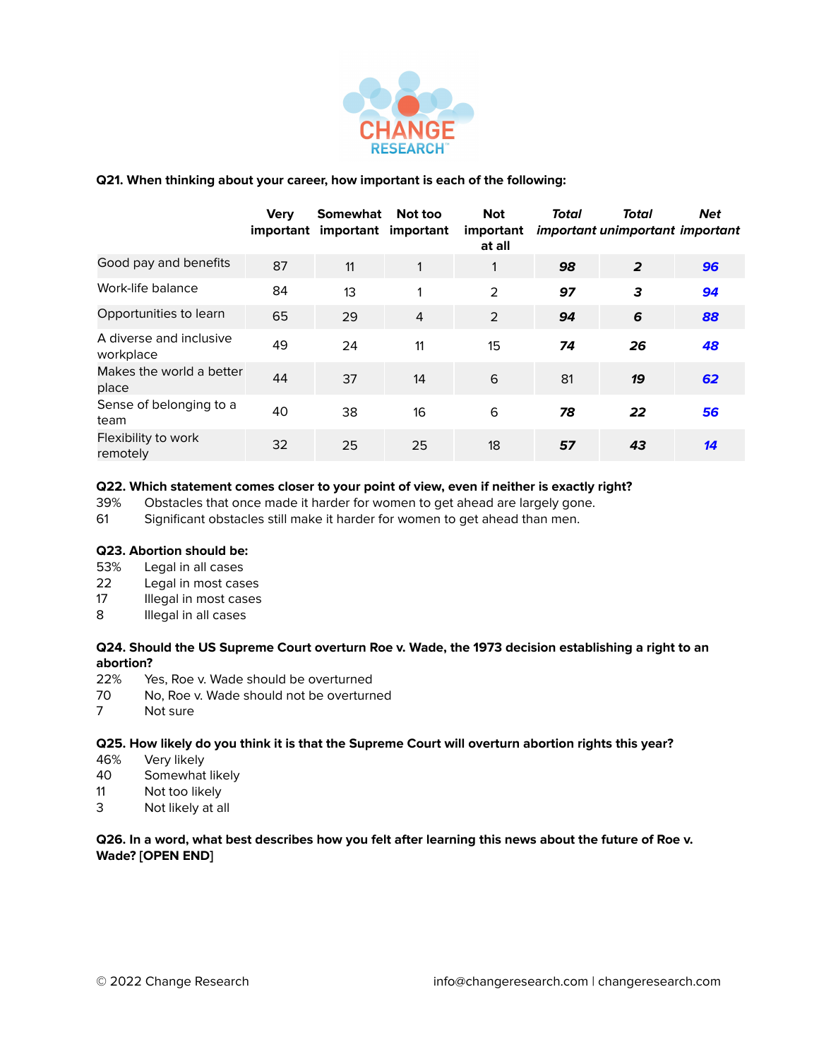**Q21. When thinking about your career, how important is each of the following:**

| | Very important | Somewhat important | Not too important | Not important at all | *Total important* | *Total unimportant* | *Net important* |
|---|---|---|---|---|---|---|---|
| Good pay and benefits | 87 | 11 | 1 | 1 | ***98*** | ***2*** | ***96*** |
| Work-life balance | 84 | 13 | 1 | 2 | ***97*** | ***3*** | ***94*** |
| Opportunities to learn | 65 | 29 | 4 | 2 | ***94*** | ***6*** | ***88*** |
| A diverse and inclusive workplace | 49 | 24 | 11 | 15 | ***74*** | ***26*** | ***48*** |
| Makes the world a better place | 44 | 37 | 14 | 6 | 81 | ***19*** | ***62*** |
| Sense of belonging to a team | 40 | 38 | 16 | 6 | ***78*** | ***22*** | ***56*** |
| Flexibility to work remotely | 32 | 25 | 25 | 18 | ***57*** | ***43*** | ***14*** |

**Q22. Which statement comes closer to your point of view, even if neither is exactly right?**

39% Obstacles that once made it harder for women to get ahead are largely gone.
61 Significant obstacles still make it harder for women to get ahead than men.

**Q23. Abortion should be:**

53% Legal in all cases
22 Legal in most cases
17 Illegal in most cases
8 Illegal in all cases

**Q24. Should the US Supreme Court overturn Roe v. Wade, the 1973 decision establishing a right to an abortion?**

22% Yes, Roe v. Wade should be overturned
70 No, Roe v. Wade should not be overturned
7 Not sure

**Q25. How likely do you think it is that the Supreme Court will overturn abortion rights this year?**

46% Very likely
40 Somewhat likely
11 Not too likely
3 Not likely at all

**Q26. In a word, what best describes how you felt after learning this news about the future of Roe v. Wade? [OPEN END]**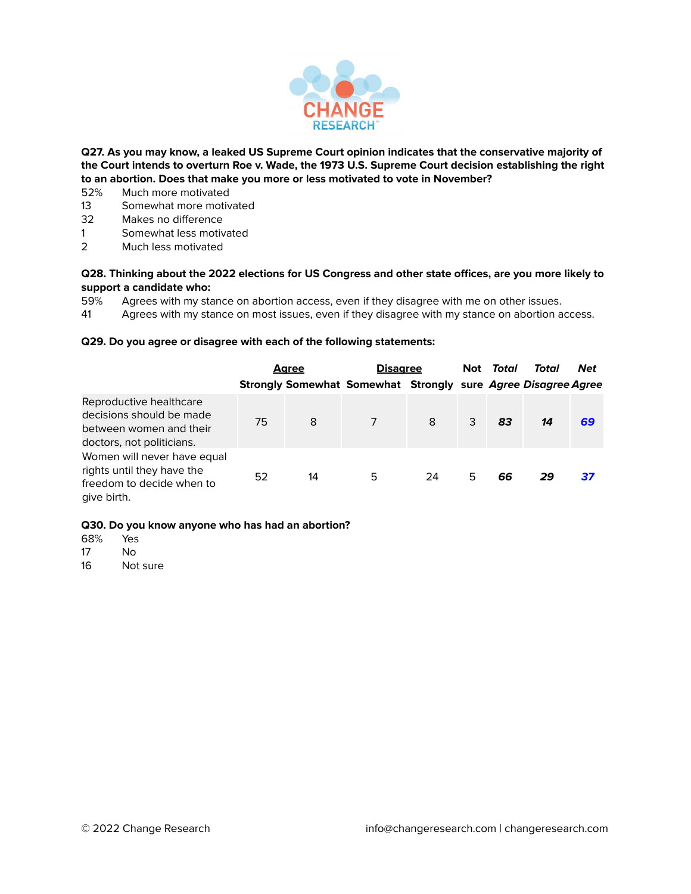**Q27. As you may know, a leaked US Supreme Court opinion indicates that the conservative majority of the Court intends to overturn Roe v. Wade, the 1973 U.S. Supreme Court decision establishing the right to an abortion. Does that make you more or less motivated to vote in November?**

52% Much more motivated
13 Somewhat more motivated
32 Makes no difference
1 Somewhat less motivated
2 Much less motivated

**Q28. Thinking about the 2022 elections for US Congress and other state offices, are you more likely to support a candidate who:**

59% Agrees with my stance on abortion access, even if they disagree with me on other issues.
41 Agrees with my stance on most issues, even if they disagree with my stance on abortion access.

**Q29. Do you agree or disagree with each of the following statements:**

| | Agree | | Disagree | | Not | *Total* | *Total* | *Net* |
|---|---|---|---|---|---|---|---|---|
| | Strongly | Somewhat | Somewhat | Strongly | sure | *Agree* | *Disagree* | *Agree* |
| Reproductive healthcare decisions should be made between women and their doctors, not politicians. | 75 | 8 | 7 | 8 | 3 | ***83*** | ***14*** | ***69*** |
| Women will never have equal rights until they have the freedom to decide when to give birth. | 52 | 14 | 5 | 24 | 5 | ***66*** | ***29*** | ***37*** |

**Q30. Do you know anyone who has had an abortion?**

68% Yes
17 No
16 Not sure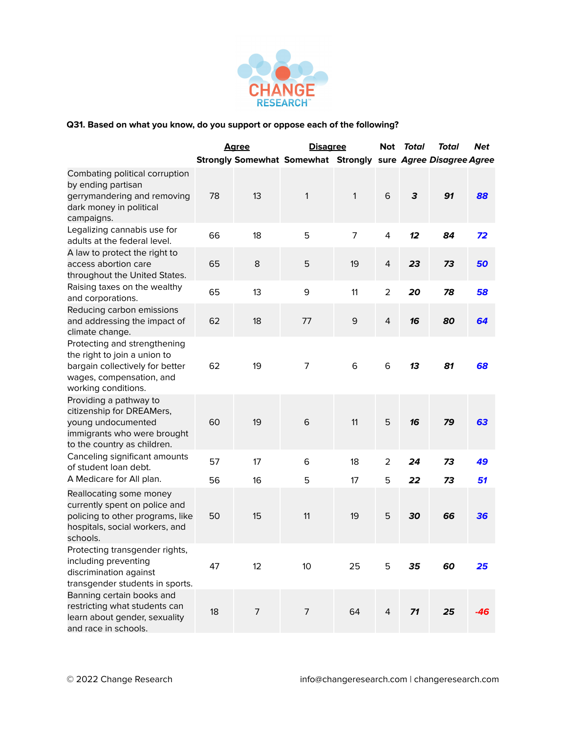**Q31. Based on what you know, do you support or oppose each of the following?**

| | Agree | | Disagree | | Not | *Total* | *Total* | *Net* |
|---|---|---|---|---|---|---|---|---|
| | Strongly | Somewhat | Somewhat | Strongly | sure | *Agree* | *Disagree* | *Agree* |
| Combating political corruption by ending partisan gerrymandering and removing dark money in political campaigns. | 78 | 13 | 1 | 1 | 6 | *3* | *91* | *88* |
| Legalizing cannabis use for adults at the federal level. | 66 | 18 | 5 | 7 | 4 | *12* | *84* | *72* |
| A law to protect the right to access abortion care throughout the United States. | 65 | 8 | 5 | 19 | 4 | *23* | *73* | *50* |
| Raising taxes on the wealthy and corporations. | 65 | 13 | 9 | 11 | 2 | *20* | *78* | *58* |
| Reducing carbon emissions and addressing the impact of climate change. | 62 | 18 | 77 | 9 | 4 | *16* | *80* | *64* |
| Protecting and strengthening the right to join a union to bargain collectively for better wages, compensation, and working conditions. | 62 | 19 | 7 | 6 | 6 | *13* | *81* | *68* |
| Providing a pathway to citizenship for DREAMers, young undocumented immigrants who were brought to the country as children. | 60 | 19 | 6 | 11 | 5 | *16* | *79* | *63* |
| Canceling significant amounts of student loan debt. | 57 | 17 | 6 | 18 | 2 | *24* | *73* | *49* |
| A Medicare for All plan. | 56 | 16 | 5 | 17 | 5 | *22* | *73* | *51* |
| Reallocating some money currently spent on police and policing to other programs, like hospitals, social workers, and schools. | 50 | 15 | 11 | 19 | 5 | *30* | *66* | *36* |
| Protecting transgender rights, including preventing discrimination against transgender students in sports. | 47 | 12 | 10 | 25 | 5 | *35* | *60* | *25* |
| Banning certain books and restricting what students can learn about gender, sexuality and race in schools. | 18 | 7 | 7 | 64 | 4 | *71* | *25* | *-46* |

© 2022 Change Research info@changeresearch.com | changeresearch.com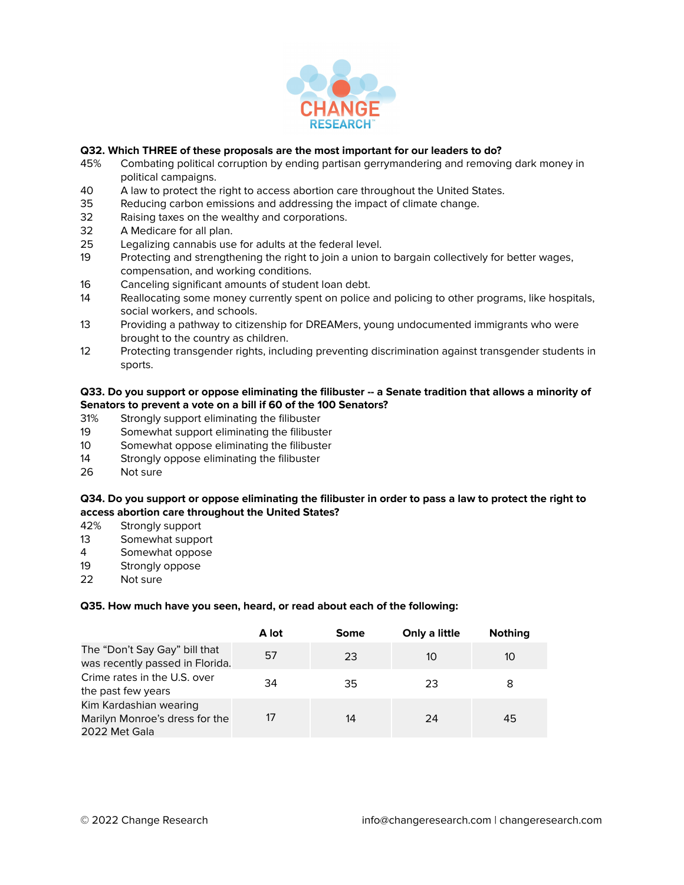**Q32. Which THREE of these proposals are the most important for our leaders to do?**

45% Combating political corruption by ending partisan gerrymandering and removing dark money in political campaigns.
40 A law to protect the right to access abortion care throughout the United States.
35 Reducing carbon emissions and addressing the impact of climate change.
32 Raising taxes on the wealthy and corporations.
32 A Medicare for all plan.
25 Legalizing cannabis use for adults at the federal level.
19 Protecting and strengthening the right to join a union to bargain collectively for better wages, compensation, and working conditions.
16 Canceling significant amounts of student loan debt.
14 Reallocating some money currently spent on police and policing to other programs, like hospitals, social workers, and schools.
13 Providing a pathway to citizenship for DREAMers, young undocumented immigrants who were brought to the country as children.
12 Protecting transgender rights, including preventing discrimination against transgender students in sports.

**Q33. Do you support or oppose eliminating the filibuster -- a Senate tradition that allows a minority of Senators to prevent a vote on a bill if 60 of the 100 Senators?**

31% Strongly support eliminating the filibuster
19 Somewhat support eliminating the filibuster
10 Somewhat oppose eliminating the filibuster
14 Strongly oppose eliminating the filibuster
26 Not sure

**Q34. Do you support or oppose eliminating the filibuster in order to pass a law to protect the right to access abortion care throughout the United States?**

42% Strongly support
13 Somewhat support
4 Somewhat oppose
19 Strongly oppose
22 Not sure

**Q35. How much have you seen, heard, or read about each of the following:**

| | A lot | Some | Only a little | Nothing |
|---|---|---|---|---|
| The "Don't Say Gay" bill that was recently passed in Florida. | 57 | 23 | 10 | 10 |
| Crime rates in the U.S. over the past few years | 34 | 35 | 23 | 8 |
| Kim Kardashian wearing Marilyn Monroe's dress for the 2022 Met Gala | 17 | 14 | 24 | 45 |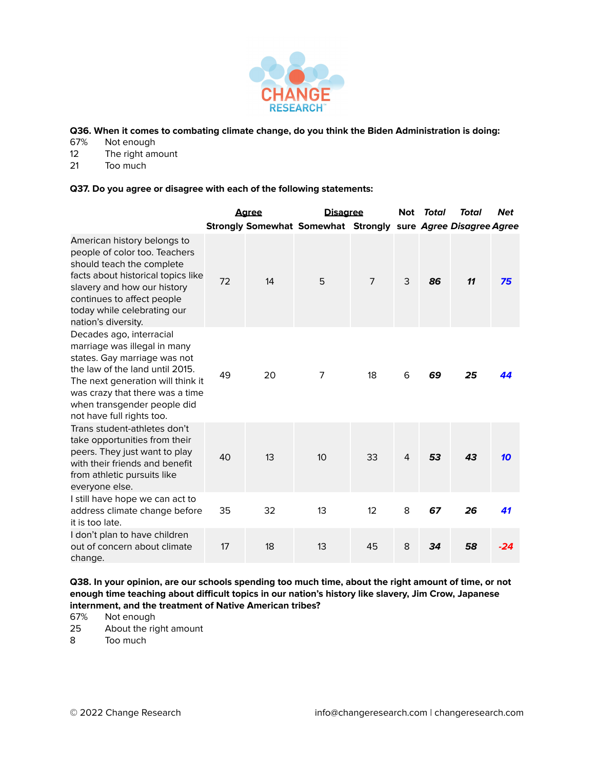**Q36. When it comes to combating climate change, do you think the Biden Administration is doing:**

67% Not enough
12 The right amount
21 Too much

**Q37. Do you agree or disagree with each of the following statements:**

| | Agree | | Disagree | | Not | *Total* | *Total* | *Net* |
|---|---|---|---|---|---|---|---|---|
| | Strongly | Somewhat | Somewhat | Strongly | sure | *Agree* | *Disagree* | *Agree* |
| American history belongs to people of color too. Teachers should teach the complete facts about historical topics like slavery and how our history continues to affect people today while celebrating our nation's diversity. | 72 | 14 | 5 | 7 | 3 | ***86*** | ***11*** | ***75*** |
| Decades ago, interracial marriage was illegal in many states. Gay marriage was not the law of the land until 2015. The next generation will think it was crazy that there was a time when transgender people did not have full rights too. | 49 | 20 | 7 | 18 | 6 | ***69*** | ***25*** | ***44*** |
| Trans student-athletes don't take opportunities from their peers. They just want to play with their friends and benefit from athletic pursuits like everyone else. | 40 | 13 | 10 | 33 | 4 | ***53*** | ***43*** | ***10*** |
| I still have hope we can act to address climate change before it is too late. | 35 | 32 | 13 | 12 | 8 | ***67*** | ***26*** | ***41*** |
| I don't plan to have children out of concern about climate change. | 17 | 18 | 13 | 45 | 8 | ***34*** | ***58*** | ***-24*** |

**Q38. In your opinion, are our schools spending too much time, about the right amount of time, or not enough time teaching about difficult topics in our nation's history like slavery, Jim Crow, Japanese internment, and the treatment of Native American tribes?**

67% Not enough
25 About the right amount
8 Too much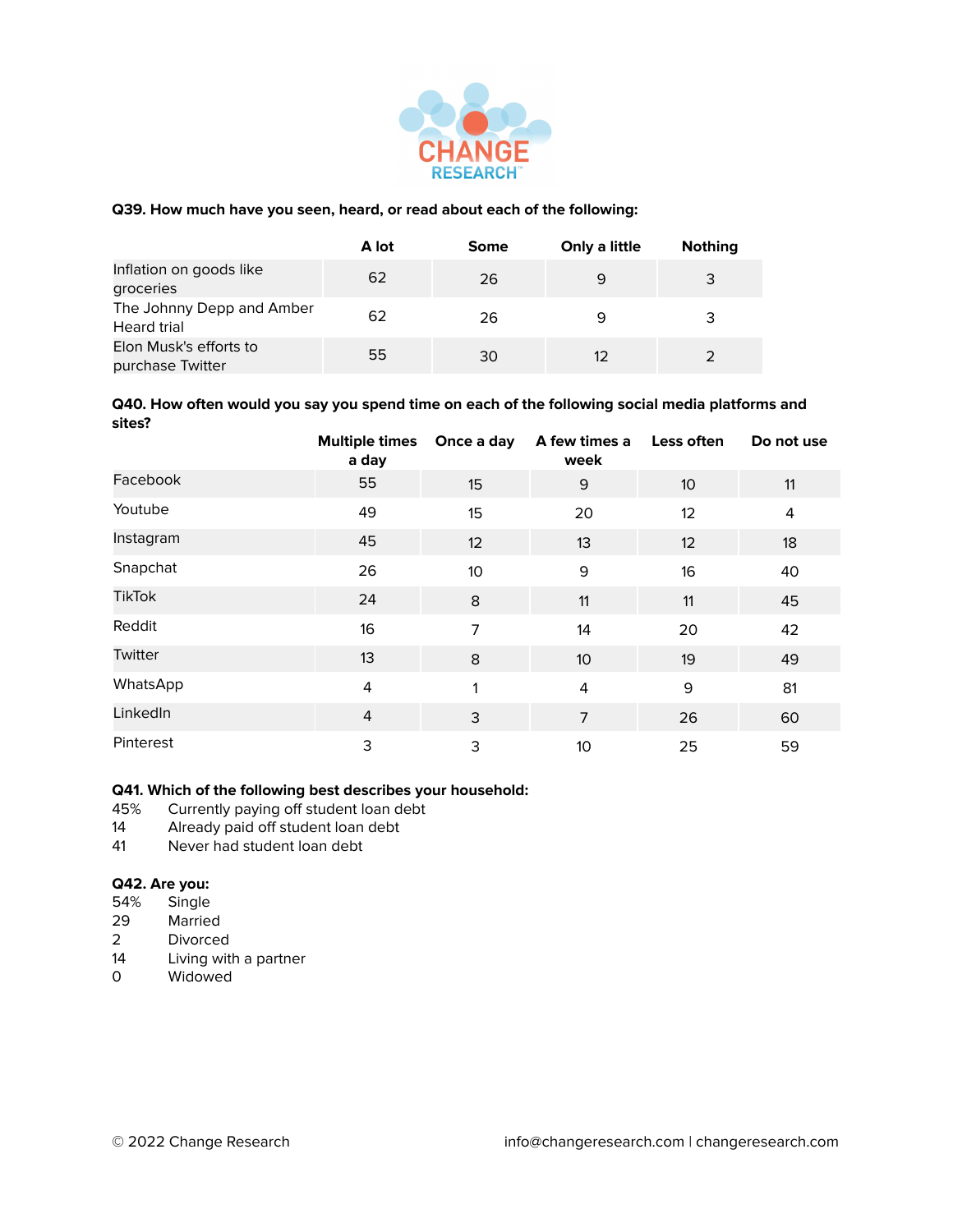**Q39. How much have you seen, heard, or read about each of the following:**

| | A lot | Some | Only a little | Nothing |
|---|---|---|---|---|
| Inflation on goods like groceries | 62 | 26 | 9 | 3 |
| The Johnny Depp and Amber Heard trial | 62 | 26 | 9 | 3 |
| Elon Musk's efforts to purchase Twitter | 55 | 30 | 12 | 2 |

**Q40. How often would you say you spend time on each of the following social media platforms and sites?**

| | Multiple times a day | Once a day | A few times a week | Less often | Do not use |
|---|---|---|---|---|---|
| Facebook | 55 | 15 | 9 | 10 | 11 |
| Youtube | 49 | 15 | 20 | 12 | 4 |
| Instagram | 45 | 12 | 13 | 12 | 18 |
| Snapchat | 26 | 10 | 9 | 16 | 40 |
| TikTok | 24 | 8 | 11 | 11 | 45 |
| Reddit | 16 | 7 | 14 | 20 | 42 |
| Twitter | 13 | 8 | 10 | 19 | 49 |
| WhatsApp | 4 | 1 | 4 | 9 | 81 |
| LinkedIn | 4 | 3 | 7 | 26 | 60 |
| Pinterest | 3 | 3 | 10 | 25 | 59 |

**Q41. Which of the following best describes your household:**

45% Currently paying off student loan debt
14 Already paid off student loan debt
41 Never had student loan debt

**Q42. Are you:**

54% Single
29 Married
2 Divorced
14 Living with a partner
0 Widowed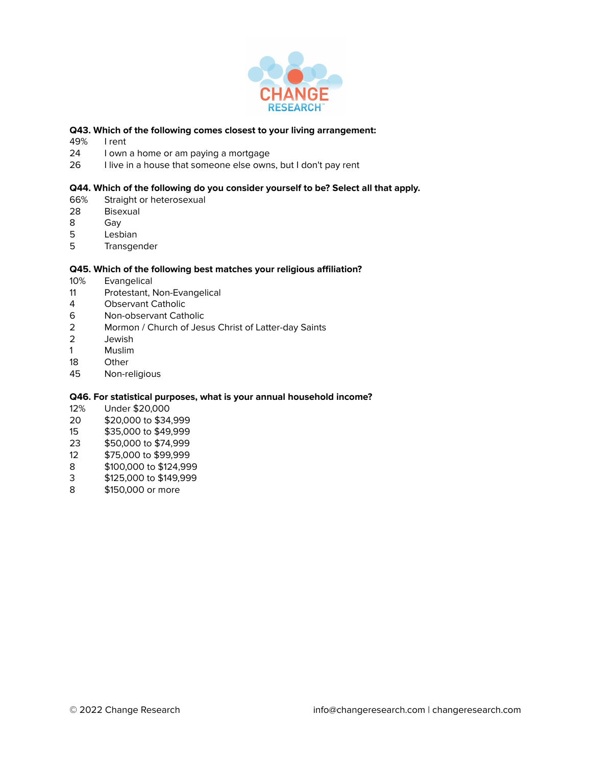**Q43. Which of the following comes closest to your living arrangement:**

49% I rent
24 I own a home or am paying a mortgage
26 I live in a house that someone else owns, but I don't pay rent

**Q44. Which of the following do you consider yourself to be? Select all that apply.**

66% Straight or heterosexual
28 Bisexual
8 Gay
5 Lesbian
5 Transgender

**Q45. Which of the following best matches your religious affiliation?**

10% Evangelical
11 Protestant, Non-Evangelical
4 Observant Catholic
6 Non-observant Catholic
2 Mormon / Church of Jesus Christ of Latter-day Saints
2 Jewish
1 Muslim
18 Other
45 Non-religious

**Q46. For statistical purposes, what is your annual household income?**

12% Under $20,000
20 $20,000 to $34,999
15 $35,000 to $49,999
23 $50,000 to $74,999
12 $75,000 to $99,999
8 $100,000 to $124,999
3 $125,000 to $149,999
8 $150,000 or more